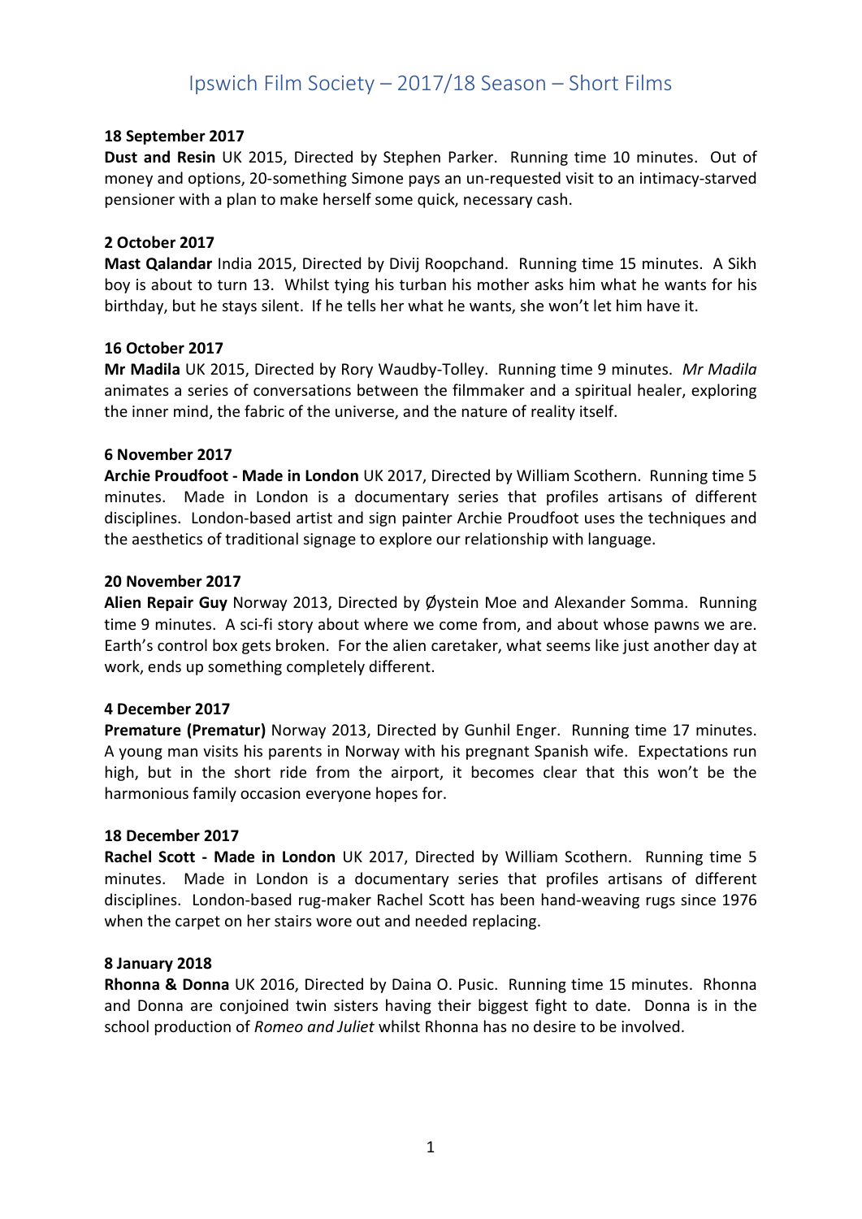# Ipswich Film Society – 2017/18 Season – Short Films

**18 September 2017**
**Dust and Resin** UK 2015, Directed by Stephen Parker. Running time 10 minutes. Out of money and options, 20-something Simone pays an un-requested visit to an intimacy-starved pensioner with a plan to make herself some quick, necessary cash.

**2 October 2017**
**Mast Qalandar** India 2015, Directed by Divij Roopchand. Running time 15 minutes. A Sikh boy is about to turn 13. Whilst tying his turban his mother asks him what he wants for his birthday, but he stays silent. If he tells her what he wants, she won't let him have it.

**16 October 2017**
**Mr Madila** UK 2015, Directed by Rory Waudby-Tolley. Running time 9 minutes. *Mr Madila* animates a series of conversations between the filmmaker and a spiritual healer, exploring the inner mind, the fabric of the universe, and the nature of reality itself.

**6 November 2017**
**Archie Proudfoot - Made in London** UK 2017, Directed by William Scothern. Running time 5 minutes. Made in London is a documentary series that profiles artisans of different disciplines. London-based artist and sign painter Archie Proudfoot uses the techniques and the aesthetics of traditional signage to explore our relationship with language.

**20 November 2017**
**Alien Repair Guy** Norway 2013, Directed by Øystein Moe and Alexander Somma. Running time 9 minutes. A sci-fi story about where we come from, and about whose pawns we are. Earth's control box gets broken. For the alien caretaker, what seems like just another day at work, ends up something completely different.

**4 December 2017**
**Premature (Prematur)** Norway 2013, Directed by Gunhil Enger. Running time 17 minutes. A young man visits his parents in Norway with his pregnant Spanish wife. Expectations run high, but in the short ride from the airport, it becomes clear that this won't be the harmonious family occasion everyone hopes for.

**18 December 2017**
**Rachel Scott - Made in London** UK 2017, Directed by William Scothern. Running time 5 minutes. Made in London is a documentary series that profiles artisans of different disciplines. London-based rug-maker Rachel Scott has been hand-weaving rugs since 1976 when the carpet on her stairs wore out and needed replacing.

**8 January 2018**
**Rhonna & Donna** UK 2016, Directed by Daina O. Pusic. Running time 15 minutes. Rhonna and Donna are conjoined twin sisters having their biggest fight to date. Donna is in the school production of *Romeo and Juliet* whilst Rhonna has no desire to be involved.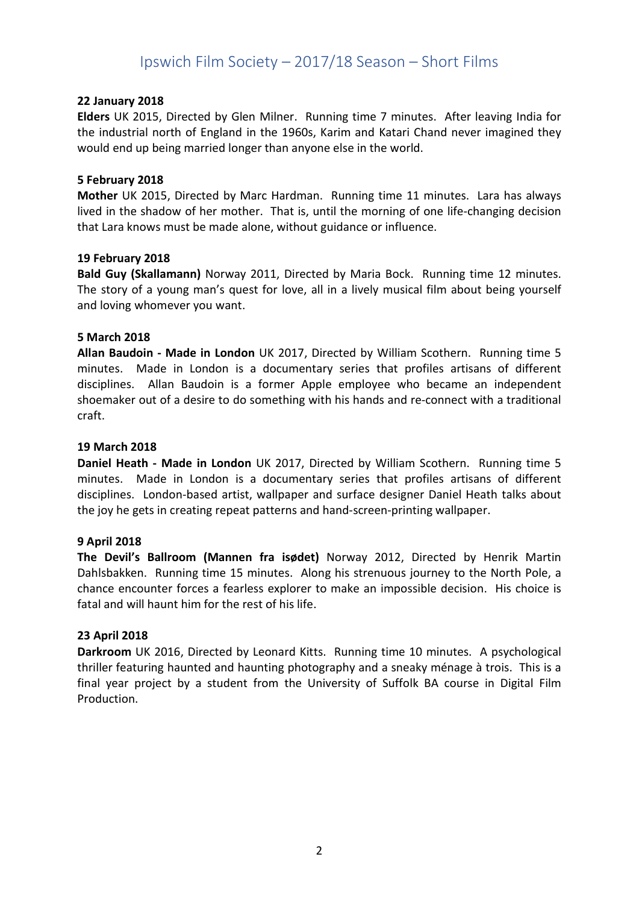# Ipswich Film Society – 2017/18 Season – Short Films

**22 January 2018**

**Elders** UK 2015, Directed by Glen Milner. Running time 7 minutes. After leaving India for the industrial north of England in the 1960s, Karim and Katari Chand never imagined they would end up being married longer than anyone else in the world.

**5 February 2018**

**Mother** UK 2015, Directed by Marc Hardman. Running time 11 minutes. Lara has always lived in the shadow of her mother. That is, until the morning of one life-changing decision that Lara knows must be made alone, without guidance or influence.

**19 February 2018**

**Bald Guy (Skallamann)** Norway 2011, Directed by Maria Bock. Running time 12 minutes. The story of a young man's quest for love, all in a lively musical film about being yourself and loving whomever you want.

**5 March 2018**

**Allan Baudoin - Made in London** UK 2017, Directed by William Scothern. Running time 5 minutes. Made in London is a documentary series that profiles artisans of different disciplines. Allan Baudoin is a former Apple employee who became an independent shoemaker out of a desire to do something with his hands and re-connect with a traditional craft.

**19 March 2018**

**Daniel Heath - Made in London** UK 2017, Directed by William Scothern. Running time 5 minutes. Made in London is a documentary series that profiles artisans of different disciplines. London-based artist, wallpaper and surface designer Daniel Heath talks about the joy he gets in creating repeat patterns and hand-screen-printing wallpaper.

**9 April 2018**

**The Devil's Ballroom (Mannen fra isødet)** Norway 2012, Directed by Henrik Martin Dahlsbakken. Running time 15 minutes. Along his strenuous journey to the North Pole, a chance encounter forces a fearless explorer to make an impossible decision. His choice is fatal and will haunt him for the rest of his life.

**23 April 2018**

**Darkroom** UK 2016, Directed by Leonard Kitts. Running time 10 minutes. A psychological thriller featuring haunted and haunting photography and a sneaky ménage à trois. This is a final year project by a student from the University of Suffolk BA course in Digital Film Production.